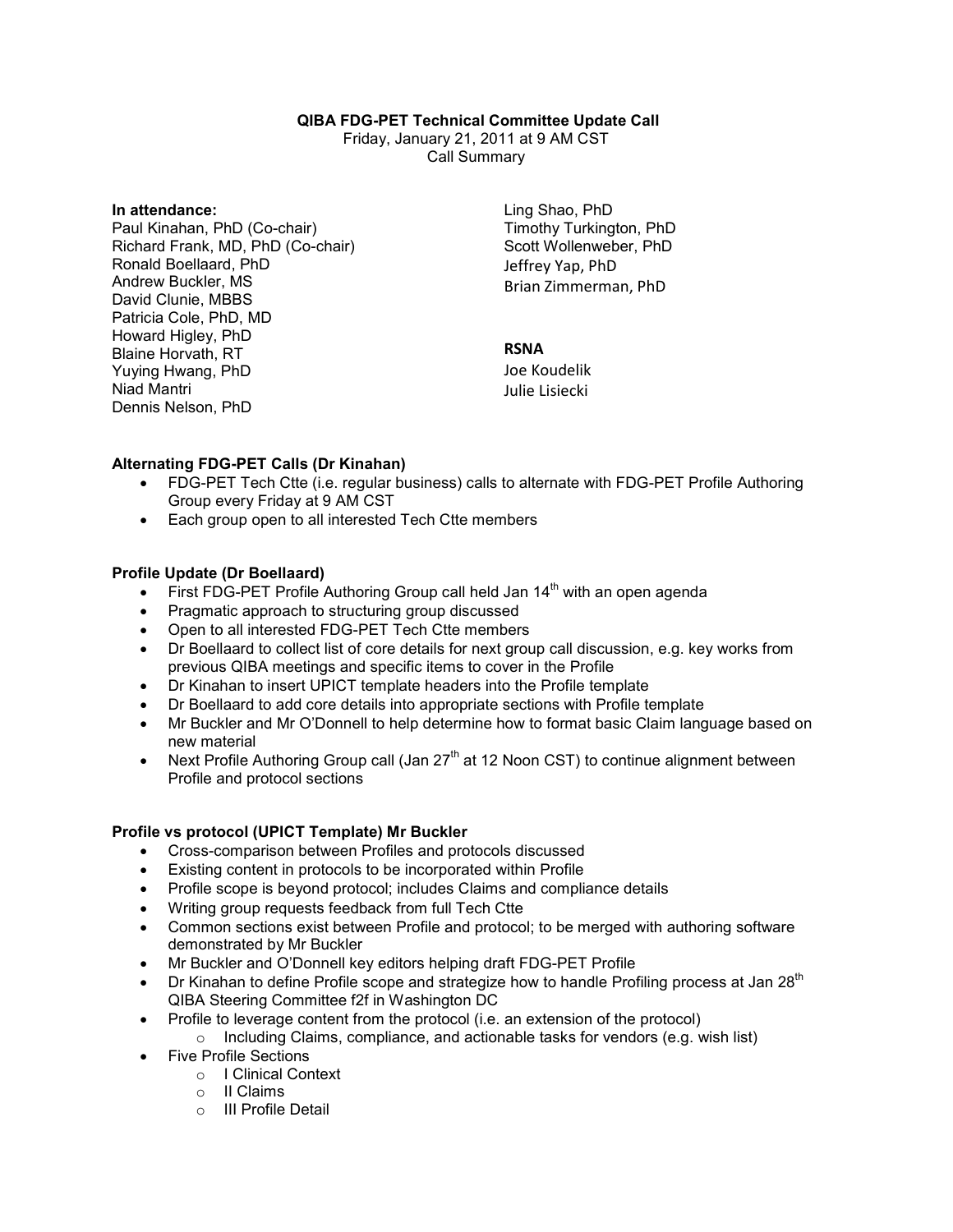**QIBA FDG-PET Technical Committee Update Call**
Friday, January 21, 2011 at 9 AM CST
Call Summary

**In attendance:**
Paul Kinahan, PhD (Co-chair)
Richard Frank, MD, PhD (Co-chair)
Ronald Boellaard, PhD
Andrew Buckler, MS
David Clunie, MBBS
Patricia Cole, PhD, MD
Howard Higley, PhD
Blaine Horvath, RT
Yuying Hwang, PhD
Niad Mantri
Dennis Nelson, PhD
Ling Shao, PhD
Timothy Turkington, PhD
Scott Wollenweber, PhD
Jeffrey Yap, PhD
Brian Zimmerman, PhD

**RSNA**
Joe Koudelik
Julie Lisiecki

**Alternating FDG-PET Calls (Dr Kinahan)**

- FDG-PET Tech Ctte (i.e. regular business) calls to alternate with FDG-PET Profile Authoring Group every Friday at 9 AM CST
- Each group open to all interested Tech Ctte members

**Profile Update (Dr Boellaard)**

- First FDG-PET Profile Authoring Group call held Jan 14th with an open agenda
- Pragmatic approach to structuring group discussed
- Open to all interested FDG-PET Tech Ctte members
- Dr Boellaard to collect list of core details for next group call discussion, e.g. key works from previous QIBA meetings and specific items to cover in the Profile
- Dr Kinahan to insert UPICT template headers into the Profile template
- Dr Boellaard to add core details into appropriate sections with Profile template
- Mr Buckler and Mr O'Donnell to help determine how to format basic Claim language based on new material
- Next Profile Authoring Group call (Jan 27th at 12 Noon CST) to continue alignment between Profile and protocol sections

**Profile vs protocol (UPICT Template) Mr Buckler**

- Cross-comparison between Profiles and protocols discussed
- Existing content in protocols to be incorporated within Profile
- Profile scope is beyond protocol; includes Claims and compliance details
- Writing group requests feedback from full Tech Ctte
- Common sections exist between Profile and protocol; to be merged with authoring software demonstrated by Mr Buckler
- Mr Buckler and O'Donnell key editors helping draft FDG-PET Profile
- Dr Kinahan to define Profile scope and strategize how to handle Profiling process at Jan 28th QIBA Steering Committee f2f in Washington DC
- Profile to leverage content from the protocol (i.e. an extension of the protocol)
  - Including Claims, compliance, and actionable tasks for vendors (e.g. wish list)
- Five Profile Sections
  - I Clinical Context
  - II Claims
  - III Profile Detail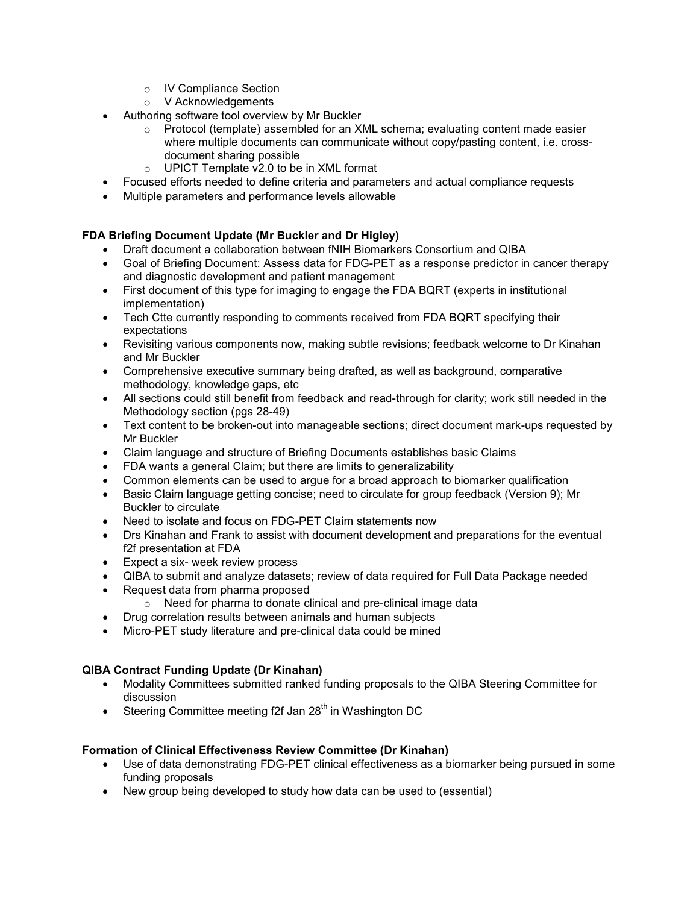- IV Compliance Section
    - V Acknowledgements
- Authoring software tool overview by Mr Buckler
    - Protocol (template) assembled for an XML schema; evaluating content made easier where multiple documents can communicate without copy/pasting content, i.e. cross-document sharing possible
    - UPICT Template v2.0 to be in XML format
- Focused efforts needed to define criteria and parameters and actual compliance requests
- Multiple parameters and performance levels allowable

**FDA Briefing Document Update (Mr Buckler and Dr Higley)**

- Draft document a collaboration between fNIH Biomarkers Consortium and QIBA
- Goal of Briefing Document: Assess data for FDG-PET as a response predictor in cancer therapy and diagnostic development and patient management
- First document of this type for imaging to engage the FDA BQRT (experts in institutional implementation)
- Tech Ctte currently responding to comments received from FDA BQRT specifying their expectations
- Revisiting various components now, making subtle revisions; feedback welcome to Dr Kinahan and Mr Buckler
- Comprehensive executive summary being drafted, as well as background, comparative methodology, knowledge gaps, etc
- All sections could still benefit from feedback and read-through for clarity; work still needed in the Methodology section (pgs 28-49)
- Text content to be broken-out into manageable sections; direct document mark-ups requested by Mr Buckler
- Claim language and structure of Briefing Documents establishes basic Claims
- FDA wants a general Claim; but there are limits to generalizability
- Common elements can be used to argue for a broad approach to biomarker qualification
- Basic Claim language getting concise; need to circulate for group feedback (Version 9); Mr Buckler to circulate
- Need to isolate and focus on FDG-PET Claim statements now
- Drs Kinahan and Frank to assist with document development and preparations for the eventual f2f presentation at FDA
- Expect a six- week review process
- QIBA to submit and analyze datasets; review of data required for Full Data Package needed
- Request data from pharma proposed
    - Need for pharma to donate clinical and pre-clinical image data
- Drug correlation results between animals and human subjects
- Micro-PET study literature and pre-clinical data could be mined

**QIBA Contract Funding Update (Dr Kinahan)**

- Modality Committees submitted ranked funding proposals to the QIBA Steering Committee for discussion
- Steering Committee meeting f2f Jan 28th in Washington DC

**Formation of Clinical Effectiveness Review Committee (Dr Kinahan)**

- Use of data demonstrating FDG-PET clinical effectiveness as a biomarker being pursued in some funding proposals
- New group being developed to study how data can be used to (essential)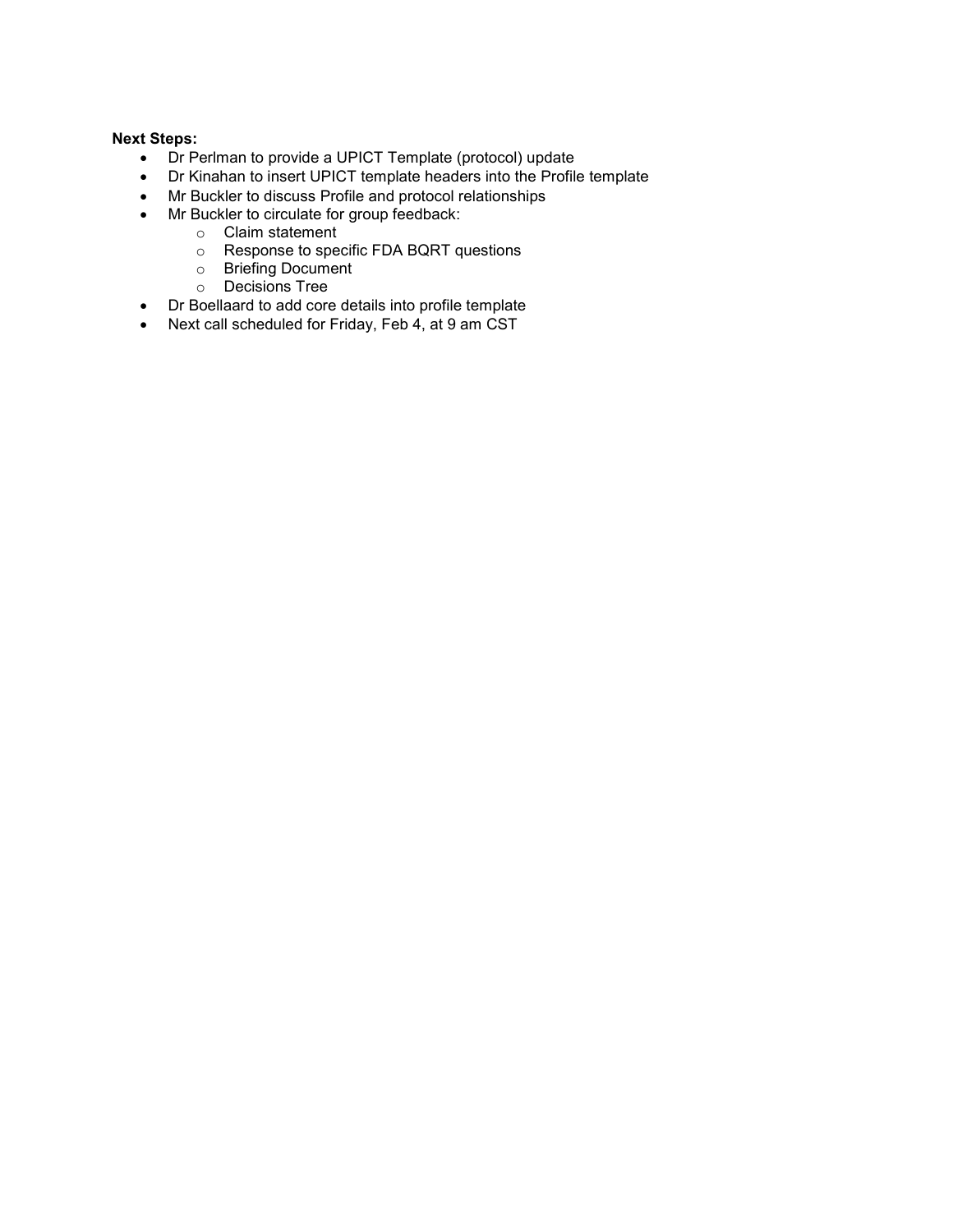**Next Steps:**

- Dr Perlman to provide a UPICT Template (protocol) update
- Dr Kinahan to insert UPICT template headers into the Profile template
- Mr Buckler to discuss Profile and protocol relationships
- Mr Buckler to circulate for group feedback:
    - Claim statement
    - Response to specific FDA BQRT questions
    - Briefing Document
    - Decisions Tree
- Dr Boellaard to add core details into profile template
- Next call scheduled for Friday, Feb 4, at 9 am CST